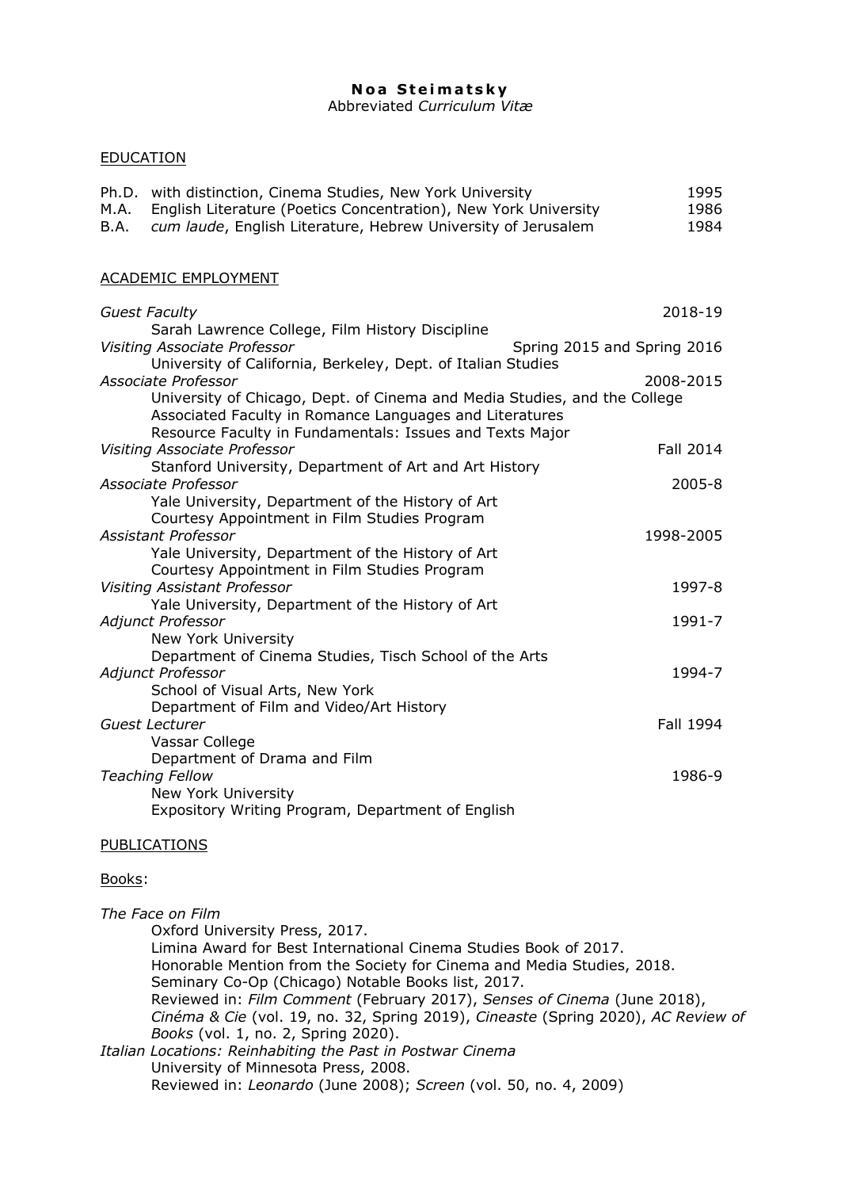**Noa Steimatsky**
Abbreviated *Curriculum Vitæ*

## EDUCATION

Ph.D. with distinction, Cinema Studies, New York University — 1995
M.A. English Literature (Poetics Concentration), New York University — 1986
B.A. *cum laude*, English Literature, Hebrew University of Jerusalem — 1984

## ACADEMIC EMPLOYMENT

*Guest Faculty* — 2018-19
Sarah Lawrence College, Film History Discipline

*Visiting Associate Professor* — Spring 2015 and Spring 2016
University of California, Berkeley, Dept. of Italian Studies

*Associate Professor* — 2008-2015
University of Chicago, Dept. of Cinema and Media Studies, and the College
Associated Faculty in Romance Languages and Literatures
Resource Faculty in Fundamentals: Issues and Texts Major

*Visiting Associate Professor* — Fall 2014
Stanford University, Department of Art and Art History

*Associate Professor* — 2005-8
Yale University, Department of the History of Art
Courtesy Appointment in Film Studies Program

*Assistant Professor* — 1998-2005
Yale University, Department of the History of Art
Courtesy Appointment in Film Studies Program

*Visiting Assistant Professor* — 1997-8
Yale University, Department of the History of Art

*Adjunct Professor* — 1991-7
New York University
Department of Cinema Studies, Tisch School of the Arts

*Adjunct Professor* — 1994-7
School of Visual Arts, New York
Department of Film and Video/Art History

*Guest Lecturer* — Fall 1994
Vassar College
Department of Drama and Film

*Teaching Fellow* — 1986-9
New York University
Expository Writing Program, Department of English

## PUBLICATIONS

### Books:

*The Face on Film*
Oxford University Press, 2017.
Limina Award for Best International Cinema Studies Book of 2017.
Honorable Mention from the Society for Cinema and Media Studies, 2018.
Seminary Co-Op (Chicago) Notable Books list, 2017.
Reviewed in: *Film Comment* (February 2017), *Senses of Cinema* (June 2018), *Cinéma & Cie* (vol. 19, no. 32, Spring 2019), *Cineaste* (Spring 2020), *AC Review of Books* (vol. 1, no. 2, Spring 2020).

*Italian Locations: Reinhabiting the Past in Postwar Cinema*
University of Minnesota Press, 2008.
Reviewed in: *Leonardo* (June 2008); *Screen* (vol. 50, no. 4, 2009)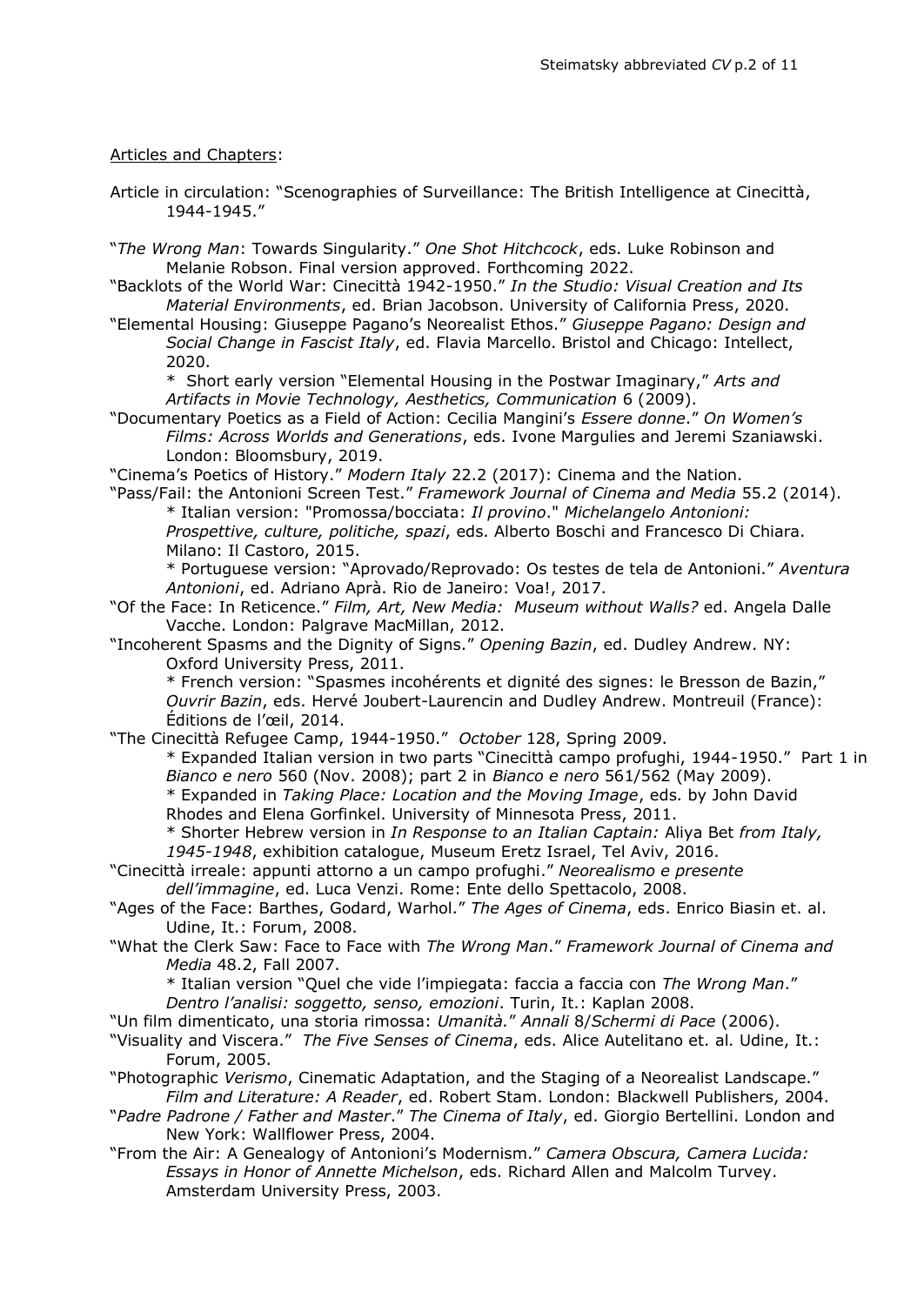Articles and Chapters:

Article in circulation: "Scenographies of Surveillance: The British Intelligence at Cinecittà, 1944-1945."

"*The Wrong Man*: Towards Singularity." *One Shot Hitchcock*, eds. Luke Robinson and Melanie Robson. Final version approved. Forthcoming 2022.

"Backlots of the World War: Cinecittà 1942-1950." *In the Studio: Visual Creation and Its Material Environments*, ed. Brian Jacobson. University of California Press, 2020.

"Elemental Housing: Giuseppe Pagano's Neorealist Ethos." *Giuseppe Pagano: Design and Social Change in Fascist Italy*, ed. Flavia Marcello. Bristol and Chicago: Intellect, 2020.
  * Short early version "Elemental Housing in the Postwar Imaginary," *Arts and Artifacts in Movie Technology, Aesthetics, Communication* 6 (2009).

"Documentary Poetics as a Field of Action: Cecilia Mangini's *Essere donne*." *On Women's Films: Across Worlds and Generations*, eds. Ivone Margulies and Jeremi Szaniawski. London: Bloomsbury, 2019.

"Cinema's Poetics of History." *Modern Italy* 22.2 (2017): Cinema and the Nation.

"Pass/Fail: the Antonioni Screen Test." *Framework Journal of Cinema and Media* 55.2 (2014).
  * Italian version: "Promossa/bocciata: *Il provino*." *Michelangelo Antonioni: Prospettive, culture, politiche, spazi*, eds. Alberto Boschi and Francesco Di Chiara. Milano: Il Castoro, 2015.
  * Portuguese version: "Aprovado/Reprovado: Os testes de tela de Antonioni." *Aventura Antonioni*, ed. Adriano Aprà. Rio de Janeiro: Voa!, 2017.

"Of the Face: In Reticence." *Film, Art, New Media: Museum without Walls?* ed. Angela Dalle Vacche. London: Palgrave MacMillan, 2012.

"Incoherent Spasms and the Dignity of Signs." *Opening Bazin*, ed. Dudley Andrew. NY: Oxford University Press, 2011.
  * French version: "Spasmes incohérents et dignité des signes: le Bresson de Bazin," *Ouvrir Bazin*, eds. Hervé Joubert-Laurencin and Dudley Andrew. Montreuil (France): Éditions de l'œil, 2014.

"The Cinecittà Refugee Camp, 1944-1950." *October* 128, Spring 2009.
  * Expanded Italian version in two parts "Cinecittà campo profughi, 1944-1950." Part 1 in *Bianco e nero* 560 (Nov. 2008); part 2 in *Bianco e nero* 561/562 (May 2009).
  * Expanded in *Taking Place: Location and the Moving Image*, eds. by John David Rhodes and Elena Gorfinkel. University of Minnesota Press, 2011.
  * Shorter Hebrew version in *In Response to an Italian Captain:* Aliya Bet *from Italy, 1945-1948*, exhibition catalogue, Museum Eretz Israel, Tel Aviv, 2016.

"Cinecittà irreale: appunti attorno a un campo profughi." *Neorealismo e presente dell'immagine*, ed. Luca Venzi. Rome: Ente dello Spettacolo, 2008.

"Ages of the Face: Barthes, Godard, Warhol." *The Ages of Cinema*, eds. Enrico Biasin et. al. Udine, It.: Forum, 2008.

"What the Clerk Saw: Face to Face with *The Wrong Man*." *Framework Journal of Cinema and Media* 48.2, Fall 2007.
  * Italian version "Quel che vide l'impiegata: faccia a faccia con *The Wrong Man*." *Dentro l'analisi: soggetto, senso, emozioni*. Turin, It.: Kaplan 2008.

"Un film dimenticato, una storia rimossa: *Umanità*." *Annali* 8/*Schermi di Pace* (2006).

"Visuality and Viscera." *The Five Senses of Cinema*, eds. Alice Autelitano et. al. Udine, It.: Forum, 2005.

"Photographic *Verismo*, Cinematic Adaptation, and the Staging of a Neorealist Landscape." *Film and Literature: A Reader*, ed. Robert Stam. London: Blackwell Publishers, 2004.

"*Padre Padrone / Father and Master*." *The Cinema of Italy*, ed. Giorgio Bertellini. London and New York: Wallflower Press, 2004.

"From the Air: A Genealogy of Antonioni's Modernism." *Camera Obscura, Camera Lucida: Essays in Honor of Annette Michelson*, eds. Richard Allen and Malcolm Turvey. Amsterdam University Press, 2003.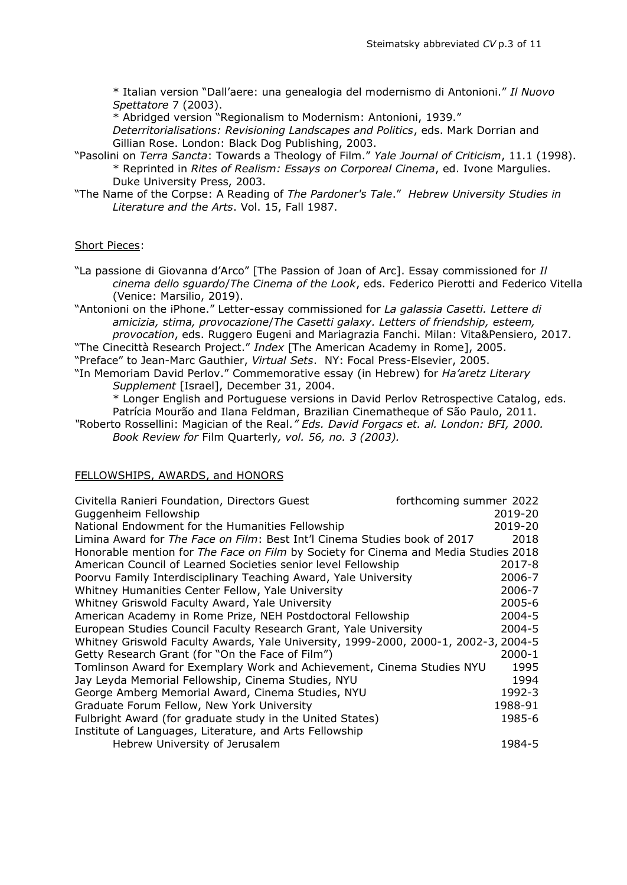\* Italian version "Dall'aere: una genealogia del modernismo di Antonioni." *Il Nuovo Spettatore* 7 (2003).

\* Abridged version "Regionalism to Modernism: Antonioni, 1939." *Deterritorialisations: Revisioning Landscapes and Politics*, eds. Mark Dorrian and Gillian Rose. London: Black Dog Publishing, 2003.

"Pasolini on *Terra Sancta*: Towards a Theology of Film." *Yale Journal of Criticism*, 11.1 (1998).

\* Reprinted in *Rites of Realism: Essays on Corporeal Cinema*, ed. Ivone Margulies. Duke University Press, 2003.

"The Name of the Corpse: A Reading of *The Pardoner's Tale*." *Hebrew University Studies in Literature and the Arts*. Vol. 15, Fall 1987.

Short Pieces:

"La passione di Giovanna d'Arco" [The Passion of Joan of Arc]. Essay commissioned for *Il cinema dello sguardo*/*The Cinema of the Look*, eds. Federico Pierotti and Federico Vitella (Venice: Marsilio, 2019).

"Antonioni on the iPhone." Letter-essay commissioned for *La galassia Casetti. Lettere di amicizia, stima, provocazione*/*The Casetti galaxy. Letters of friendship, esteem, provocation*, eds. Ruggero Eugeni and Mariagrazia Fanchi. Milan: Vita&Pensiero, 2017.

"The Cinecittà Research Project." *Index* [The American Academy in Rome], 2005.

"Preface" to Jean-Marc Gauthier, *Virtual Sets*. NY: Focal Press-Elsevier, 2005.

"In Memoriam David Perlov." Commemorative essay (in Hebrew) for *Ha'aretz Literary Supplement* [Israel], December 31, 2004.

\* Longer English and Portuguese versions in David Perlov Retrospective Catalog, eds. Patrícia Mourão and Ilana Feldman, Brazilian Cinematheque of São Paulo, 2011.

*"*Roberto Rossellini: Magician of the Real.*" Eds. David Forgacs et. al. London: BFI, 2000. Book Review for* Film Quarterly*, vol. 56, no. 3 (2003).*

FELLOWSHIPS, AWARDS, and HONORS

| | |
|---|---|
| Civitella Ranieri Foundation, Directors Guest | forthcoming summer 2022 |
| Guggenheim Fellowship | 2019-20 |
| National Endowment for the Humanities Fellowship | 2019-20 |
| Limina Award for *The Face on Film*: Best Int'l Cinema Studies book of 2017 | 2018 |
| Honorable mention for *The Face on Film* by Society for Cinema and Media Studies | 2018 |
| American Council of Learned Societies senior level Fellowship | 2017-8 |
| Poorvu Family Interdisciplinary Teaching Award, Yale University | 2006-7 |
| Whitney Humanities Center Fellow, Yale University | 2006-7 |
| Whitney Griswold Faculty Award, Yale University | 2005-6 |
| American Academy in Rome Prize, NEH Postdoctoral Fellowship | 2004-5 |
| European Studies Council Faculty Research Grant, Yale University | 2004-5 |
| Whitney Griswold Faculty Awards, Yale University, 1999-2000, 2000-1, 2002-3, | 2004-5 |
| Getty Research Grant (for "On the Face of Film") | 2000-1 |
| Tomlinson Award for Exemplary Work and Achievement, Cinema Studies NYU | 1995 |
| Jay Leyda Memorial Fellowship, Cinema Studies, NYU | 1994 |
| George Amberg Memorial Award, Cinema Studies, NYU | 1992-3 |
| Graduate Forum Fellow, New York University | 1988-91 |
| Fulbright Award (for graduate study in the United States) | 1985-6 |
| Institute of Languages, Literature, and Arts Fellowship Hebrew University of Jerusalem | 1984-5 |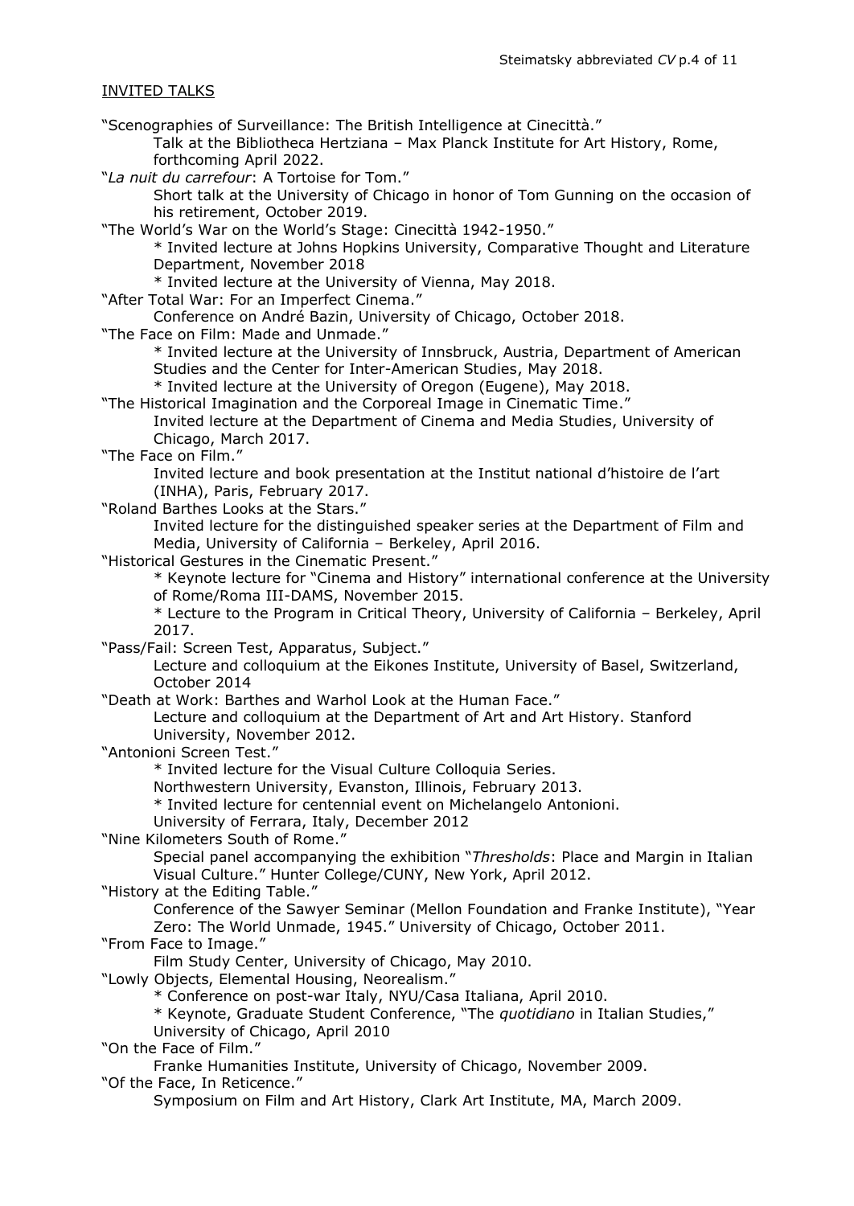## INVITED TALKS

"Scenographies of Surveillance: The British Intelligence at Cinecittà."
  Talk at the Bibliotheca Hertziana – Max Planck Institute for Art History, Rome, forthcoming April 2022.

"*La nuit du carrefour*: A Tortoise for Tom."
  Short talk at the University of Chicago in honor of Tom Gunning on the occasion of his retirement, October 2019.

"The World's War on the World's Stage: Cinecittà 1942-1950."
  * Invited lecture at Johns Hopkins University, Comparative Thought and Literature Department, November 2018
  * Invited lecture at the University of Vienna, May 2018.

"After Total War: For an Imperfect Cinema."
  Conference on André Bazin, University of Chicago, October 2018.

"The Face on Film: Made and Unmade."
  * Invited lecture at the University of Innsbruck, Austria, Department of American Studies and the Center for Inter-American Studies, May 2018.
  * Invited lecture at the University of Oregon (Eugene), May 2018.

"The Historical Imagination and the Corporeal Image in Cinematic Time."
  Invited lecture at the Department of Cinema and Media Studies, University of Chicago, March 2017.

"The Face on Film."
  Invited lecture and book presentation at the Institut national d'histoire de l'art (INHA), Paris, February 2017.

"Roland Barthes Looks at the Stars."
  Invited lecture for the distinguished speaker series at the Department of Film and Media, University of California – Berkeley, April 2016.

"Historical Gestures in the Cinematic Present."
  * Keynote lecture for "Cinema and History" international conference at the University of Rome/Roma III-DAMS, November 2015.
  * Lecture to the Program in Critical Theory, University of California – Berkeley, April 2017.

"Pass/Fail: Screen Test, Apparatus, Subject."
  Lecture and colloquium at the Eikones Institute, University of Basel, Switzerland, October 2014

"Death at Work: Barthes and Warhol Look at the Human Face."
  Lecture and colloquium at the Department of Art and Art History. Stanford University, November 2012.

"Antonioni Screen Test."
  * Invited lecture for the Visual Culture Colloquia Series.
  Northwestern University, Evanston, Illinois, February 2013.
  * Invited lecture for centennial event on Michelangelo Antonioni.
  University of Ferrara, Italy, December 2012

"Nine Kilometers South of Rome."
  Special panel accompanying the exhibition "*Thresholds*: Place and Margin in Italian Visual Culture." Hunter College/CUNY, New York, April 2012.

"History at the Editing Table."
  Conference of the Sawyer Seminar (Mellon Foundation and Franke Institute), "Year Zero: The World Unmade, 1945." University of Chicago, October 2011.

"From Face to Image."
  Film Study Center, University of Chicago, May 2010.

"Lowly Objects, Elemental Housing, Neorealism."
  * Conference on post-war Italy, NYU/Casa Italiana, April 2010.
  * Keynote, Graduate Student Conference, "The *quotidiano* in Italian Studies," University of Chicago, April 2010

"On the Face of Film."
  Franke Humanities Institute, University of Chicago, November 2009.

"Of the Face, In Reticence."
  Symposium on Film and Art History, Clark Art Institute, MA, March 2009.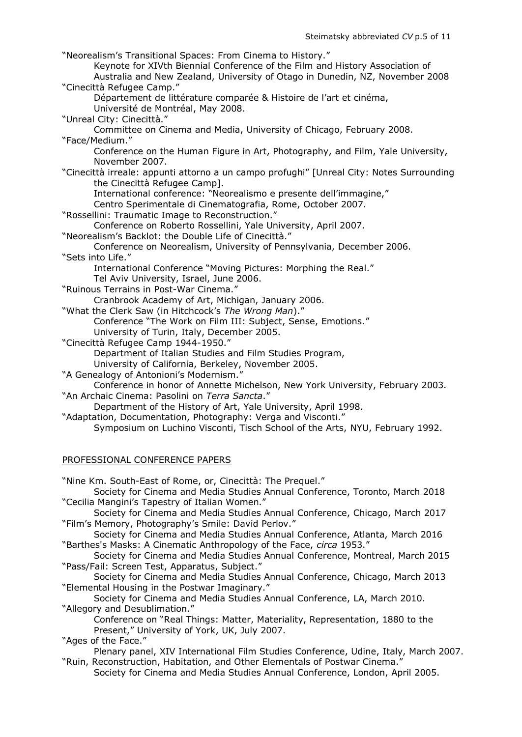"Neorealism's Transitional Spaces: From Cinema to History."
  Keynote for XIVth Biennial Conference of the Film and History Association of Australia and New Zealand, University of Otago in Dunedin, NZ, November 2008

"Cinecittà Refugee Camp."
  Département de littérature comparée & Histoire de l'art et cinéma, Université de Montréal, May 2008.

"Unreal City: Cinecittà."
  Committee on Cinema and Media, University of Chicago, February 2008.

"Face/Medium."
  Conference on the Human Figure in Art, Photography, and Film, Yale University, November 2007.

"Cinecittà irreale: appunti attorno a un campo profughi" [Unreal City: Notes Surrounding the Cinecittà Refugee Camp].
  International conference: "Neorealismo e presente dell'immagine," Centro Sperimentale di Cinematografia, Rome, October 2007.

"Rossellini: Traumatic Image to Reconstruction."
  Conference on Roberto Rossellini, Yale University, April 2007.

"Neorealism's Backlot: the Double Life of Cinecittà."
  Conference on Neorealism, University of Pennsylvania, December 2006.

"Sets into Life."
  International Conference "Moving Pictures: Morphing the Real." Tel Aviv University, Israel, June 2006.

"Ruinous Terrains in Post-War Cinema."
  Cranbrook Academy of Art, Michigan, January 2006.

"What the Clerk Saw (in Hitchcock's *The Wrong Man*)."
  Conference "The Work on Film III: Subject, Sense, Emotions." University of Turin, Italy, December 2005.

"Cinecittà Refugee Camp 1944-1950."
  Department of Italian Studies and Film Studies Program, University of California, Berkeley, November 2005.

"A Genealogy of Antonioni's Modernism."
  Conference in honor of Annette Michelson, New York University, February 2003.

"An Archaic Cinema: Pasolini on *Terra Sancta*."
  Department of the History of Art, Yale University, April 1998.

"Adaptation, Documentation, Photography: Verga and Visconti."
  Symposium on Luchino Visconti, Tisch School of the Arts, NYU, February 1992.

## PROFESSIONAL CONFERENCE PAPERS

"Nine Km. South-East of Rome, or, Cinecittà: The Prequel."
  Society for Cinema and Media Studies Annual Conference, Toronto, March 2018

"Cecilia Mangini's Tapestry of Italian Women."
  Society for Cinema and Media Studies Annual Conference, Chicago, March 2017

"Film's Memory, Photography's Smile: David Perlov."
  Society for Cinema and Media Studies Annual Conference, Atlanta, March 2016

"Barthes's Masks: A Cinematic Anthropology of the Face, *circa* 1953."
  Society for Cinema and Media Studies Annual Conference, Montreal, March 2015

"Pass/Fail: Screen Test, Apparatus, Subject."
  Society for Cinema and Media Studies Annual Conference, Chicago, March 2013

"Elemental Housing in the Postwar Imaginary."
  Society for Cinema and Media Studies Annual Conference, LA, March 2010.

"Allegory and Desublimation."
  Conference on "Real Things: Matter, Materiality, Representation, 1880 to the Present," University of York, UK, July 2007.

"Ages of the Face."
  Plenary panel, XIV International Film Studies Conference, Udine, Italy, March 2007.

"Ruin, Reconstruction, Habitation, and Other Elementals of Postwar Cinema."
  Society for Cinema and Media Studies Annual Conference, London, April 2005.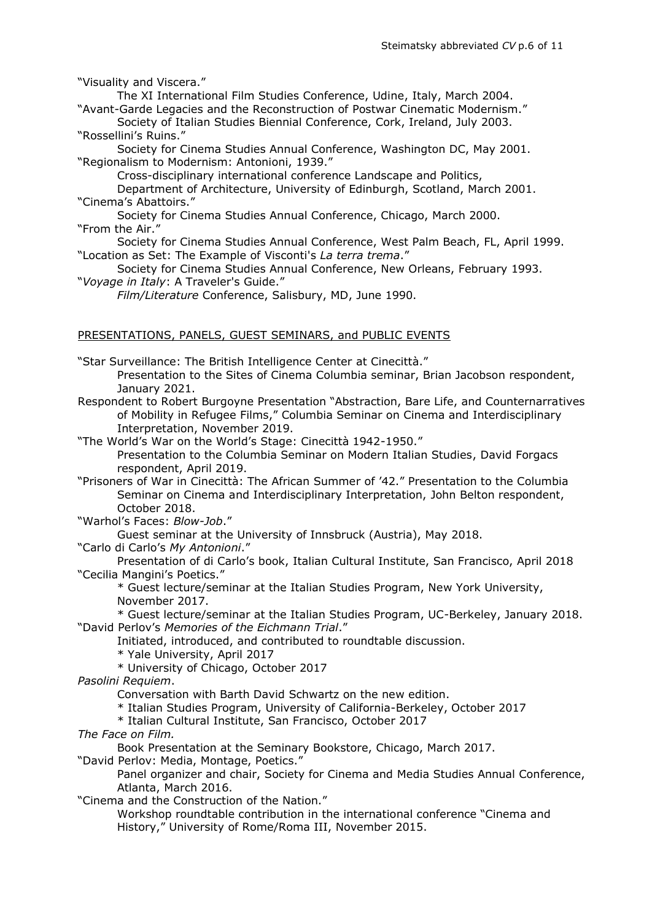"Visuality and Viscera."

The XI International Film Studies Conference, Udine, Italy, March 2004.

"Avant-Garde Legacies and the Reconstruction of Postwar Cinematic Modernism."

Society of Italian Studies Biennial Conference, Cork, Ireland, July 2003.

"Rossellini's Ruins."

Society for Cinema Studies Annual Conference, Washington DC, May 2001.

"Regionalism to Modernism: Antonioni, 1939."

Cross-disciplinary international conference Landscape and Politics, Department of Architecture, University of Edinburgh, Scotland, March 2001.

"Cinema's Abattoirs."

Society for Cinema Studies Annual Conference, Chicago, March 2000.

"From the Air."

Society for Cinema Studies Annual Conference, West Palm Beach, FL, April 1999.

"Location as Set: The Example of Visconti's *La terra trema*."

Society for Cinema Studies Annual Conference, New Orleans, February 1993.

"*Voyage in Italy*: A Traveler's Guide."

*Film/Literature* Conference, Salisbury, MD, June 1990.

## PRESENTATIONS, PANELS, GUEST SEMINARS, and PUBLIC EVENTS

"Star Surveillance: The British Intelligence Center at Cinecittà."

Presentation to the Sites of Cinema Columbia seminar, Brian Jacobson respondent, January 2021.

Respondent to Robert Burgoyne Presentation "Abstraction, Bare Life, and Counternarratives of Mobility in Refugee Films," Columbia Seminar on Cinema and Interdisciplinary Interpretation, November 2019.

"The World's War on the World's Stage: Cinecittà 1942-1950."

Presentation to the Columbia Seminar on Modern Italian Studies, David Forgacs respondent, April 2019.

"Prisoners of War in Cinecittà: The African Summer of '42." Presentation to the Columbia Seminar on Cinema and Interdisciplinary Interpretation, John Belton respondent, October 2018.

"Warhol's Faces: *Blow-Job*."

Guest seminar at the University of Innsbruck (Austria), May 2018.

"Carlo di Carlo's *My Antonioni*."

Presentation of di Carlo's book, Italian Cultural Institute, San Francisco, April 2018

"Cecilia Mangini's Poetics."

* Guest lecture/seminar at the Italian Studies Program, New York University, November 2017.
* Guest lecture/seminar at the Italian Studies Program, UC-Berkeley, January 2018.

"David Perlov's *Memories of the Eichmann Trial*."

Initiated, introduced, and contributed to roundtable discussion.

* Yale University, April 2017
* University of Chicago, October 2017

*Pasolini Requiem*.

Conversation with Barth David Schwartz on the new edition.

* Italian Studies Program, University of California-Berkeley, October 2017
* Italian Cultural Institute, San Francisco, October 2017

*The Face on Film.*

Book Presentation at the Seminary Bookstore, Chicago, March 2017.

"David Perlov: Media, Montage, Poetics."

Panel organizer and chair, Society for Cinema and Media Studies Annual Conference, Atlanta, March 2016.

"Cinema and the Construction of the Nation."

Workshop roundtable contribution in the international conference "Cinema and History," University of Rome/Roma III, November 2015.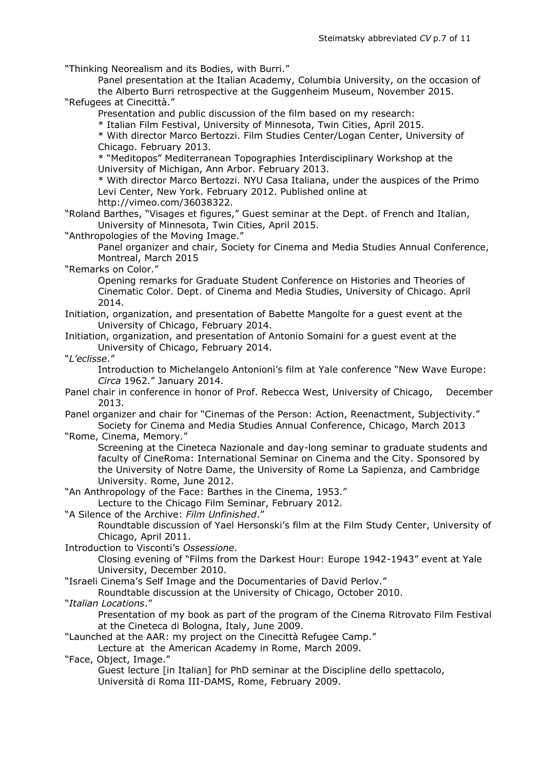"Thinking Neorealism and its Bodies, with Burri."

Panel presentation at the Italian Academy, Columbia University, on the occasion of the Alberto Burri retrospective at the Guggenheim Museum, November 2015.

"Refugees at Cinecittà."

Presentation and public discussion of the film based on my research:

* Italian Film Festival, University of Minnesota, Twin Cities, April 2015.
* With director Marco Bertozzi. Film Studies Center/Logan Center, University of Chicago. February 2013.
* "Meditopos" Mediterranean Topographies Interdisciplinary Workshop at the University of Michigan, Ann Arbor. February 2013.
* With director Marco Bertozzi. NYU Casa Italiana, under the auspices of the Primo Levi Center, New York. February 2012. Published online at http://vimeo.com/36038322.

"Roland Barthes, "Visages et figures," Guest seminar at the Dept. of French and Italian, University of Minnesota, Twin Cities, April 2015.

"Anthropologies of the Moving Image."

Panel organizer and chair, Society for Cinema and Media Studies Annual Conference, Montreal, March 2015

"Remarks on Color."

Opening remarks for Graduate Student Conference on Histories and Theories of Cinematic Color. Dept. of Cinema and Media Studies, University of Chicago. April 2014.

Initiation, organization, and presentation of Babette Mangolte for a guest event at the University of Chicago, February 2014.

Initiation, organization, and presentation of Antonio Somaini for a guest event at the University of Chicago, February 2014.

"*L'eclisse*."

Introduction to Michelangelo Antonioni's film at Yale conference "New Wave Europe: *Circa* 1962." January 2014.

Panel chair in conference in honor of Prof. Rebecca West, University of Chicago, December 2013.

Panel organizer and chair for "Cinemas of the Person: Action, Reenactment, Subjectivity." Society for Cinema and Media Studies Annual Conference, Chicago, March 2013

"Rome, Cinema, Memory."

Screening at the Cineteca Nazionale and day-long seminar to graduate students and faculty of CineRoma: International Seminar on Cinema and the City. Sponsored by the University of Notre Dame, the University of Rome La Sapienza, and Cambridge University. Rome, June 2012.

"An Anthropology of the Face: Barthes in the Cinema, 1953."

Lecture to the Chicago Film Seminar, February 2012.

"A Silence of the Archive: *Film Unfinished*."

Roundtable discussion of Yael Hersonski's film at the Film Study Center, University of Chicago, April 2011.

Introduction to Visconti's *Ossessione*.

Closing evening of "Films from the Darkest Hour: Europe 1942-1943" event at Yale University, December 2010.

"Israeli Cinema's Self Image and the Documentaries of David Perlov."

Roundtable discussion at the University of Chicago, October 2010.

"*Italian Locations*."

Presentation of my book as part of the program of the Cinema Ritrovato Film Festival at the Cineteca di Bologna, Italy, June 2009.

"Launched at the AAR: my project on the Cinecittà Refugee Camp."

Lecture at the American Academy in Rome, March 2009.

"Face, Object, Image."

Guest lecture [in Italian] for PhD seminar at the Discipline dello spettacolo, Università di Roma III-DAMS, Rome, February 2009.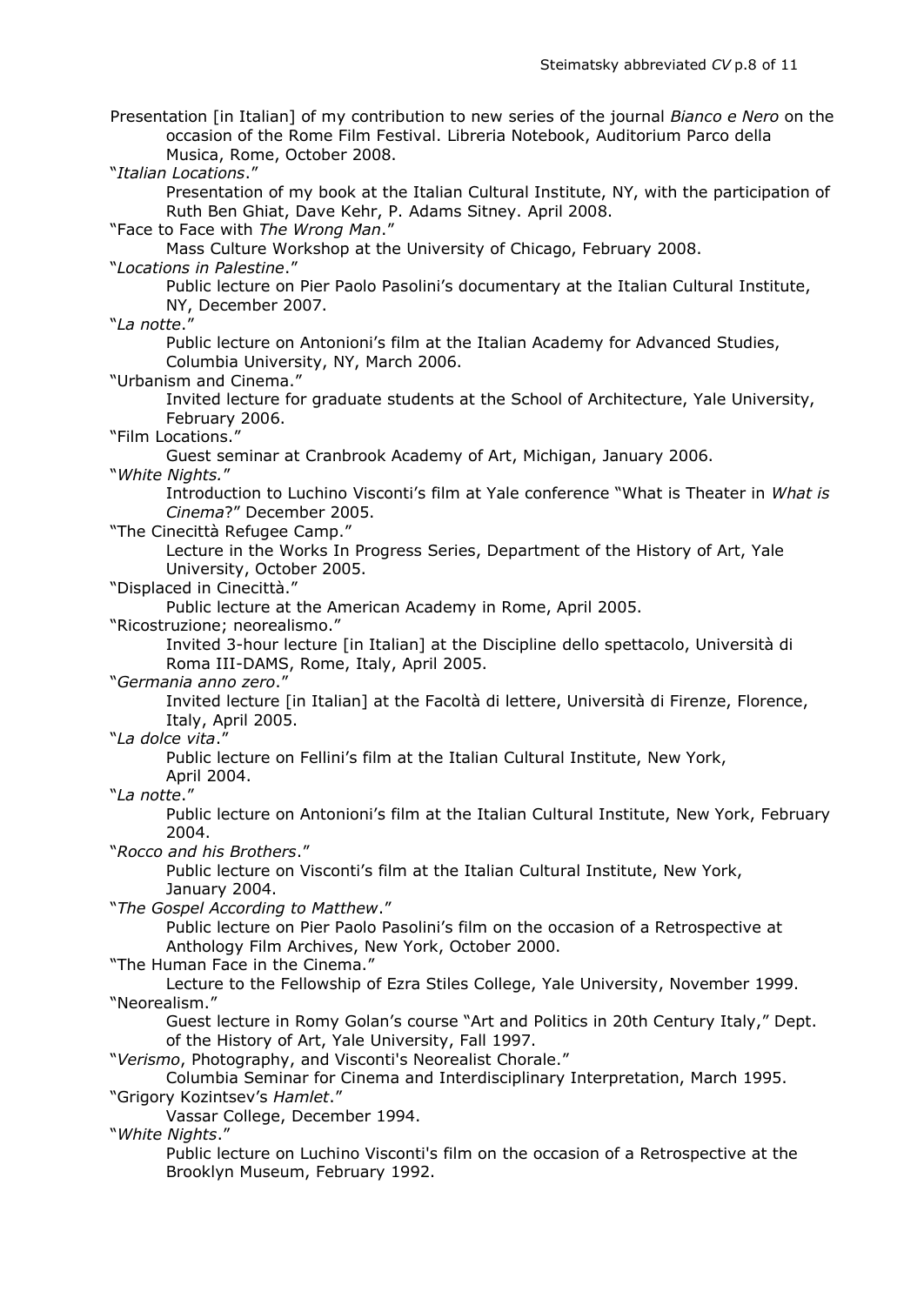Presentation [in Italian] of my contribution to new series of the journal *Bianco e Nero* on the occasion of the Rome Film Festival. Libreria Notebook, Auditorium Parco della Musica, Rome, October 2008.

"*Italian Locations*."
Presentation of my book at the Italian Cultural Institute, NY, with the participation of Ruth Ben Ghiat, Dave Kehr, P. Adams Sitney. April 2008.

"Face to Face with *The Wrong Man*."
Mass Culture Workshop at the University of Chicago, February 2008.

"*Locations in Palestine*."
Public lecture on Pier Paolo Pasolini's documentary at the Italian Cultural Institute, NY, December 2007.

"*La notte*."
Public lecture on Antonioni's film at the Italian Academy for Advanced Studies, Columbia University, NY, March 2006.

"Urbanism and Cinema."
Invited lecture for graduate students at the School of Architecture, Yale University, February 2006.

"Film Locations."
Guest seminar at Cranbrook Academy of Art, Michigan, January 2006.

"*White Nights.*"
Introduction to Luchino Visconti's film at Yale conference "What is Theater in *What is Cinema*?" December 2005.

"The Cinecittà Refugee Camp."
Lecture in the Works In Progress Series, Department of the History of Art, Yale University, October 2005.

"Displaced in Cinecittà."
Public lecture at the American Academy in Rome, April 2005.

"Ricostruzione; neorealismo."
Invited 3-hour lecture [in Italian] at the Discipline dello spettacolo, Università di Roma III-DAMS, Rome, Italy, April 2005.

"*Germania anno zero*."
Invited lecture [in Italian] at the Facoltà di lettere, Università di Firenze, Florence, Italy, April 2005.

"*La dolce vita*."
Public lecture on Fellini's film at the Italian Cultural Institute, New York, April 2004.

"*La notte*."
Public lecture on Antonioni's film at the Italian Cultural Institute, New York, February 2004.

"*Rocco and his Brothers*."
Public lecture on Visconti's film at the Italian Cultural Institute, New York, January 2004.

"*The Gospel According to Matthew*."
Public lecture on Pier Paolo Pasolini's film on the occasion of a Retrospective at Anthology Film Archives, New York, October 2000.

"The Human Face in the Cinema."
Lecture to the Fellowship of Ezra Stiles College, Yale University, November 1999.

"Neorealism."
Guest lecture in Romy Golan's course "Art and Politics in 20th Century Italy," Dept. of the History of Art, Yale University, Fall 1997.

"*Verismo*, Photography, and Visconti's Neorealist Chorale."
Columbia Seminar for Cinema and Interdisciplinary Interpretation, March 1995.

"Grigory Kozintsev's *Hamlet*."
Vassar College, December 1994.

"*White Nights*."
Public lecture on Luchino Visconti's film on the occasion of a Retrospective at the Brooklyn Museum, February 1992.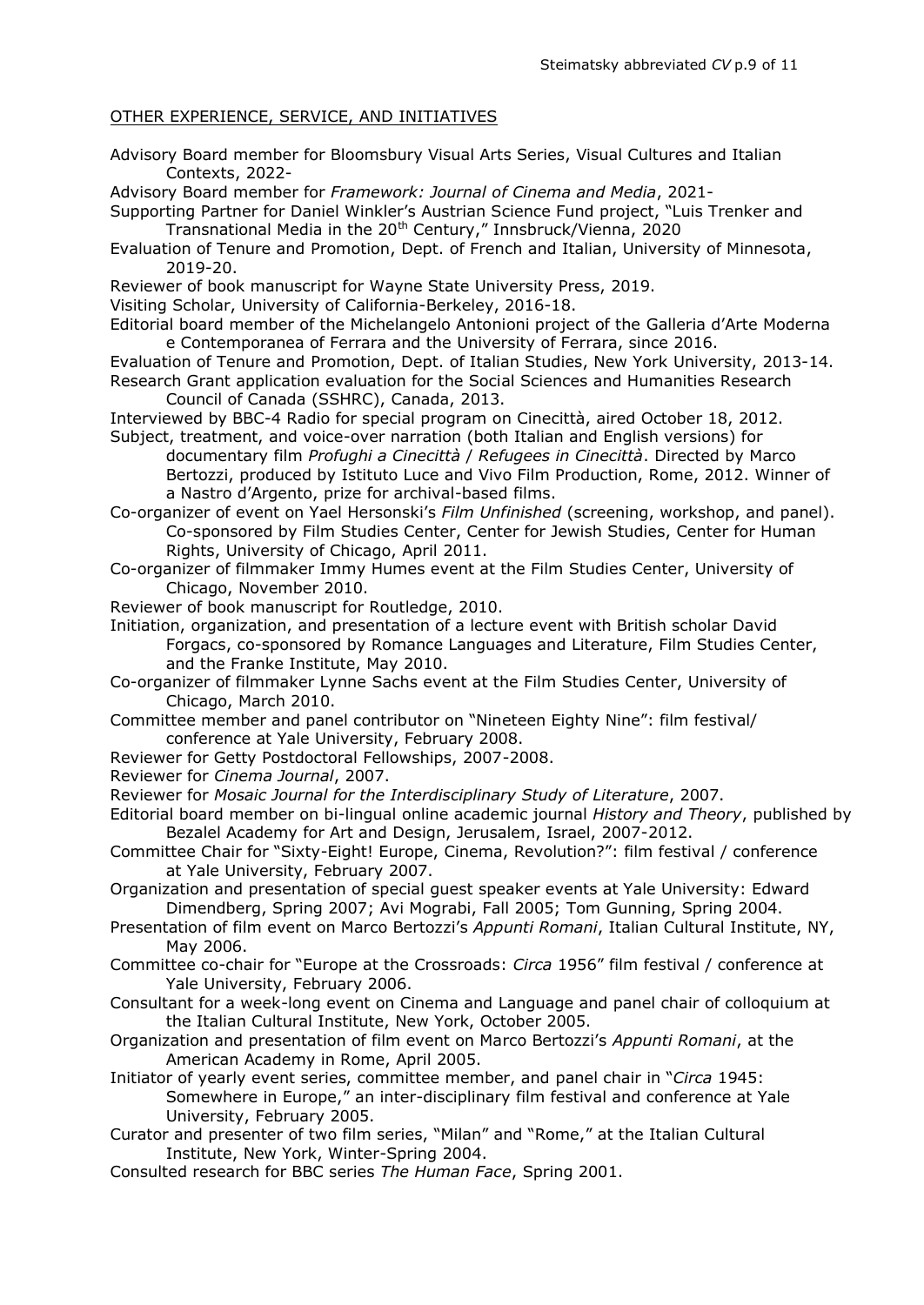OTHER EXPERIENCE, SERVICE, AND INITIATIVES

Advisory Board member for Bloomsbury Visual Arts Series, Visual Cultures and Italian Contexts, 2022-

Advisory Board member for *Framework: Journal of Cinema and Media*, 2021-

Supporting Partner for Daniel Winkler's Austrian Science Fund project, "Luis Trenker and Transnational Media in the 20th Century," Innsbruck/Vienna, 2020

Evaluation of Tenure and Promotion, Dept. of French and Italian, University of Minnesota, 2019-20.

Reviewer of book manuscript for Wayne State University Press, 2019.

Visiting Scholar, University of California-Berkeley, 2016-18.

Editorial board member of the Michelangelo Antonioni project of the Galleria d'Arte Moderna e Contemporanea of Ferrara and the University of Ferrara, since 2016.

Evaluation of Tenure and Promotion, Dept. of Italian Studies, New York University, 2013-14.

Research Grant application evaluation for the Social Sciences and Humanities Research Council of Canada (SSHRC), Canada, 2013.

Interviewed by BBC-4 Radio for special program on Cinecittà, aired October 18, 2012.

Subject, treatment, and voice-over narration (both Italian and English versions) for documentary film *Profughi a Cinecittà* / *Refugees in Cinecittà*. Directed by Marco Bertozzi, produced by Istituto Luce and Vivo Film Production, Rome, 2012. Winner of a Nastro d'Argento, prize for archival-based films.

Co-organizer of event on Yael Hersonski's *Film Unfinished* (screening, workshop, and panel). Co-sponsored by Film Studies Center, Center for Jewish Studies, Center for Human Rights, University of Chicago, April 2011.

Co-organizer of filmmaker Immy Humes event at the Film Studies Center, University of Chicago, November 2010.

Reviewer of book manuscript for Routledge, 2010.

Initiation, organization, and presentation of a lecture event with British scholar David Forgacs, co-sponsored by Romance Languages and Literature, Film Studies Center, and the Franke Institute, May 2010.

Co-organizer of filmmaker Lynne Sachs event at the Film Studies Center, University of Chicago, March 2010.

Committee member and panel contributor on "Nineteen Eighty Nine": film festival/ conference at Yale University, February 2008.

Reviewer for Getty Postdoctoral Fellowships, 2007-2008.

Reviewer for *Cinema Journal*, 2007.

Reviewer for *Mosaic Journal for the Interdisciplinary Study of Literature*, 2007.

Editorial board member on bi-lingual online academic journal *History and Theory*, published by Bezalel Academy for Art and Design, Jerusalem, Israel, 2007-2012.

Committee Chair for "Sixty-Eight! Europe, Cinema, Revolution?": film festival / conference at Yale University, February 2007.

Organization and presentation of special guest speaker events at Yale University: Edward Dimendberg, Spring 2007; Avi Mograbi, Fall 2005; Tom Gunning, Spring 2004.

Presentation of film event on Marco Bertozzi's *Appunti Romani*, Italian Cultural Institute, NY, May 2006.

Committee co-chair for "Europe at the Crossroads: *Circa* 1956" film festival / conference at Yale University, February 2006.

Consultant for a week-long event on Cinema and Language and panel chair of colloquium at the Italian Cultural Institute, New York, October 2005.

Organization and presentation of film event on Marco Bertozzi's *Appunti Romani*, at the American Academy in Rome, April 2005.

Initiator of yearly event series, committee member, and panel chair in "*Circa* 1945: Somewhere in Europe," an inter-disciplinary film festival and conference at Yale University, February 2005.

Curator and presenter of two film series, "Milan" and "Rome," at the Italian Cultural Institute, New York, Winter-Spring 2004.

Consulted research for BBC series *The Human Face*, Spring 2001.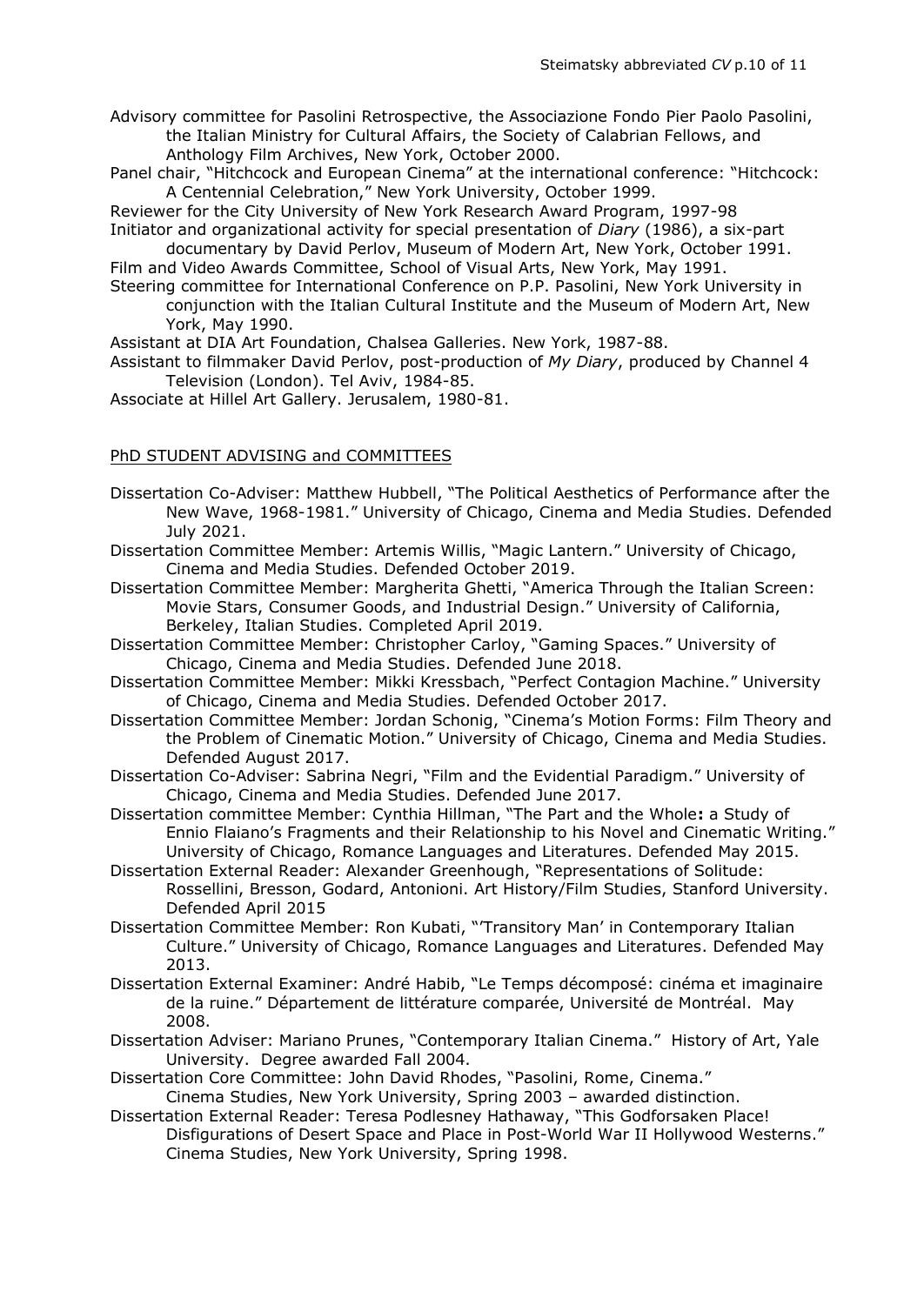Advisory committee for Pasolini Retrospective, the Associazione Fondo Pier Paolo Pasolini, the Italian Ministry for Cultural Affairs, the Society of Calabrian Fellows, and Anthology Film Archives, New York, October 2000.

Panel chair, "Hitchcock and European Cinema" at the international conference: "Hitchcock: A Centennial Celebration," New York University, October 1999.

Reviewer for the City University of New York Research Award Program, 1997-98

Initiator and organizational activity for special presentation of *Diary* (1986), a six-part documentary by David Perlov, Museum of Modern Art, New York, October 1991.

Film and Video Awards Committee, School of Visual Arts, New York, May 1991.

Steering committee for International Conference on P.P. Pasolini, New York University in conjunction with the Italian Cultural Institute and the Museum of Modern Art, New York, May 1990.

Assistant at DIA Art Foundation, Chalsea Galleries. New York, 1987-88.

Assistant to filmmaker David Perlov, post-production of *My Diary*, produced by Channel 4 Television (London). Tel Aviv, 1984-85.

Associate at Hillel Art Gallery. Jerusalem, 1980-81.

## PhD STUDENT ADVISING and COMMITTEES

Dissertation Co-Adviser: Matthew Hubbell, "The Political Aesthetics of Performance after the New Wave, 1968-1981." University of Chicago, Cinema and Media Studies. Defended July 2021.

Dissertation Committee Member: Artemis Willis, "Magic Lantern." University of Chicago, Cinema and Media Studies. Defended October 2019.

Dissertation Committee Member: Margherita Ghetti, "America Through the Italian Screen: Movie Stars, Consumer Goods, and Industrial Design." University of California, Berkeley, Italian Studies. Completed April 2019.

Dissertation Committee Member: Christopher Carloy, "Gaming Spaces." University of Chicago, Cinema and Media Studies. Defended June 2018.

Dissertation Committee Member: Mikki Kressbach, "Perfect Contagion Machine." University of Chicago, Cinema and Media Studies. Defended October 2017.

Dissertation Committee Member: Jordan Schonig, "Cinema's Motion Forms: Film Theory and the Problem of Cinematic Motion." University of Chicago, Cinema and Media Studies. Defended August 2017.

Dissertation Co-Adviser: Sabrina Negri, "Film and the Evidential Paradigm." University of Chicago, Cinema and Media Studies. Defended June 2017.

Dissertation committee Member: Cynthia Hillman, "The Part and the Whole**:** a Study of Ennio Flaiano's Fragments and their Relationship to his Novel and Cinematic Writing." University of Chicago, Romance Languages and Literatures. Defended May 2015.

Dissertation External Reader: Alexander Greenhough, "Representations of Solitude: Rossellini, Bresson, Godard, Antonioni. Art History/Film Studies, Stanford University. Defended April 2015

Dissertation Committee Member: Ron Kubati, "'Transitory Man' in Contemporary Italian Culture." University of Chicago, Romance Languages and Literatures. Defended May 2013.

Dissertation External Examiner: André Habib, "Le Temps décomposé: cinéma et imaginaire de la ruine." Département de littérature comparée, Université de Montréal. May 2008.

Dissertation Adviser: Mariano Prunes, "Contemporary Italian Cinema." History of Art, Yale University. Degree awarded Fall 2004.

Dissertation Core Committee: John David Rhodes, "Pasolini, Rome, Cinema." Cinema Studies, New York University, Spring 2003 – awarded distinction.

Dissertation External Reader: Teresa Podlesney Hathaway, "This Godforsaken Place! Disfigurations of Desert Space and Place in Post-World War II Hollywood Westerns." Cinema Studies, New York University, Spring 1998.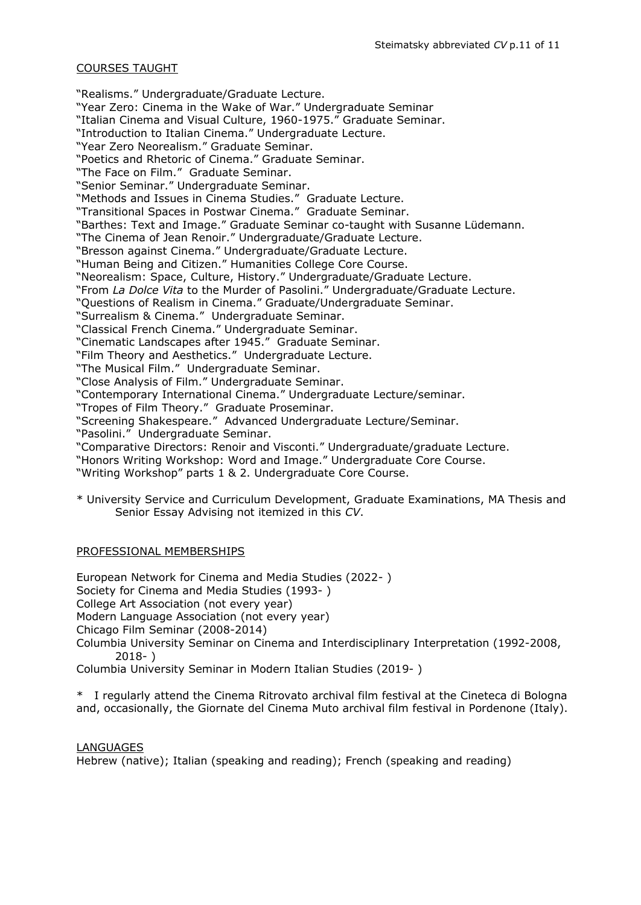## COURSES TAUGHT

"Realisms." Undergraduate/Graduate Lecture.
"Year Zero: Cinema in the Wake of War." Undergraduate Seminar
"Italian Cinema and Visual Culture, 1960-1975." Graduate Seminar.
"Introduction to Italian Cinema." Undergraduate Lecture.
"Year Zero Neorealism." Graduate Seminar.
"Poetics and Rhetoric of Cinema." Graduate Seminar.
"The Face on Film." Graduate Seminar.
"Senior Seminar." Undergraduate Seminar.
"Methods and Issues in Cinema Studies." Graduate Lecture.
"Transitional Spaces in Postwar Cinema." Graduate Seminar.
"Barthes: Text and Image." Graduate Seminar co-taught with Susanne Lüdemann.
"The Cinema of Jean Renoir." Undergraduate/Graduate Lecture.
"Bresson against Cinema." Undergraduate/Graduate Lecture.
"Human Being and Citizen." Humanities College Core Course.
"Neorealism: Space, Culture, History." Undergraduate/Graduate Lecture.
"From *La Dolce Vita* to the Murder of Pasolini." Undergraduate/Graduate Lecture.
"Questions of Realism in Cinema." Graduate/Undergraduate Seminar.
"Surrealism & Cinema." Undergraduate Seminar.
"Classical French Cinema." Undergraduate Seminar.
"Cinematic Landscapes after 1945." Graduate Seminar.
"Film Theory and Aesthetics." Undergraduate Lecture.
"The Musical Film." Undergraduate Seminar.
"Close Analysis of Film." Undergraduate Seminar.
"Contemporary International Cinema." Undergraduate Lecture/seminar.
"Tropes of Film Theory." Graduate Proseminar.
"Screening Shakespeare." Advanced Undergraduate Lecture/Seminar.
"Pasolini." Undergraduate Seminar.
"Comparative Directors: Renoir and Visconti." Undergraduate/graduate Lecture.
"Honors Writing Workshop: Word and Image." Undergraduate Core Course.
"Writing Workshop" parts 1 & 2. Undergraduate Core Course.

* University Service and Curriculum Development, Graduate Examinations, MA Thesis and Senior Essay Advising not itemized in this *CV*.

## PROFESSIONAL MEMBERSHIPS

European Network for Cinema and Media Studies (2022- )
Society for Cinema and Media Studies (1993- )
College Art Association (not every year)
Modern Language Association (not every year)
Chicago Film Seminar (2008-2014)
Columbia University Seminar on Cinema and Interdisciplinary Interpretation (1992-2008, 2018- )
Columbia University Seminar in Modern Italian Studies (2019- )

* I regularly attend the Cinema Ritrovato archival film festival at the Cineteca di Bologna and, occasionally, the Giornate del Cinema Muto archival film festival in Pordenone (Italy).

## LANGUAGES

Hebrew (native); Italian (speaking and reading); French (speaking and reading)